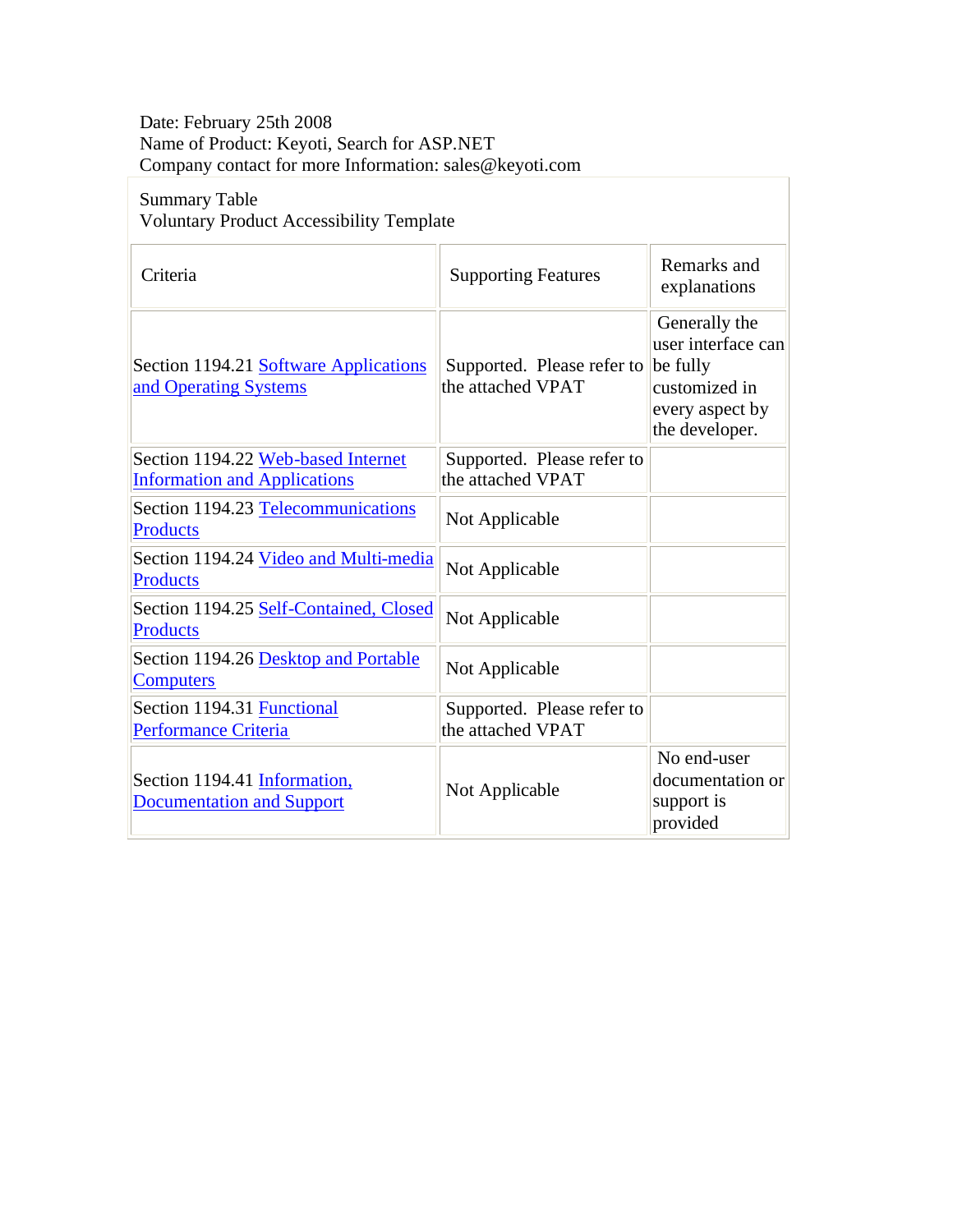Date: February 25th 2008
Name of Product: Keyoti, Search for ASP.NET
Company contact for more Information: sales@keyoti.com

Summary Table
Voluntary Product Accessibility Template

| Criteria | Supporting Features | Remarks and explanations |
|---|---|---|
| Section 1194.21 Software Applications and Operating Systems | Supported. Please refer to the attached VPAT | Generally the user interface can be fully customized in every aspect by the developer. |
| Section 1194.22 Web-based Internet Information and Applications | Supported. Please refer to the attached VPAT | |
| Section 1194.23 Telecommunications Products | Not Applicable | |
| Section 1194.24 Video and Multi-media Products | Not Applicable | |
| Section 1194.25 Self-Contained, Closed Products | Not Applicable | |
| Section 1194.26 Desktop and Portable Computers | Not Applicable | |
| Section 1194.31 Functional Performance Criteria | Supported. Please refer to the attached VPAT | |
| Section 1194.41 Information, Documentation and Support | Not Applicable | No end-user documentation or support is provided |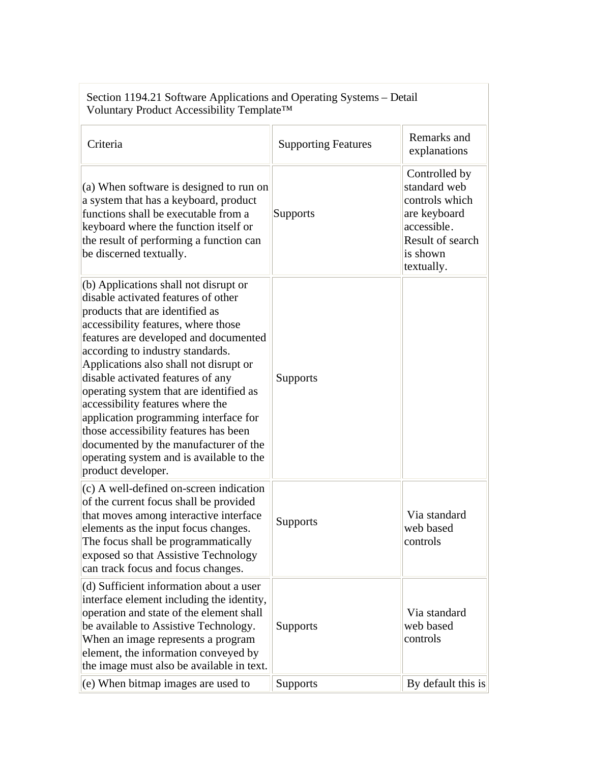| Section 1194.21 Software Applications and Operating Systems – Detail Voluntary Product Accessibility Template™ | | |
|---|---|---|
| Criteria | Supporting Features | Remarks and explanations |
| (a) When software is designed to run on a system that has a keyboard, product functions shall be executable from a keyboard where the function itself or the result of performing a function can be discerned textually. | Supports | Controlled by standard web controls which are keyboard accessible. Result of search is shown textually. |
| (b) Applications shall not disrupt or disable activated features of other products that are identified as accessibility features, where those features are developed and documented according to industry standards. Applications also shall not disrupt or disable activated features of any operating system that are identified as accessibility features where the application programming interface for those accessibility features has been documented by the manufacturer of the operating system and is available to the product developer. | Supports | |
| (c) A well-defined on-screen indication of the current focus shall be provided that moves among interactive interface elements as the input focus changes. The focus shall be programmatically exposed so that Assistive Technology can track focus and focus changes. | Supports | Via standard web based controls |
| (d) Sufficient information about a user interface element including the identity, operation and state of the element shall be available to Assistive Technology. When an image represents a program element, the information conveyed by the image must also be available in text. | Supports | Via standard web based controls |
| (e) When bitmap images are used to | Supports | By default this is |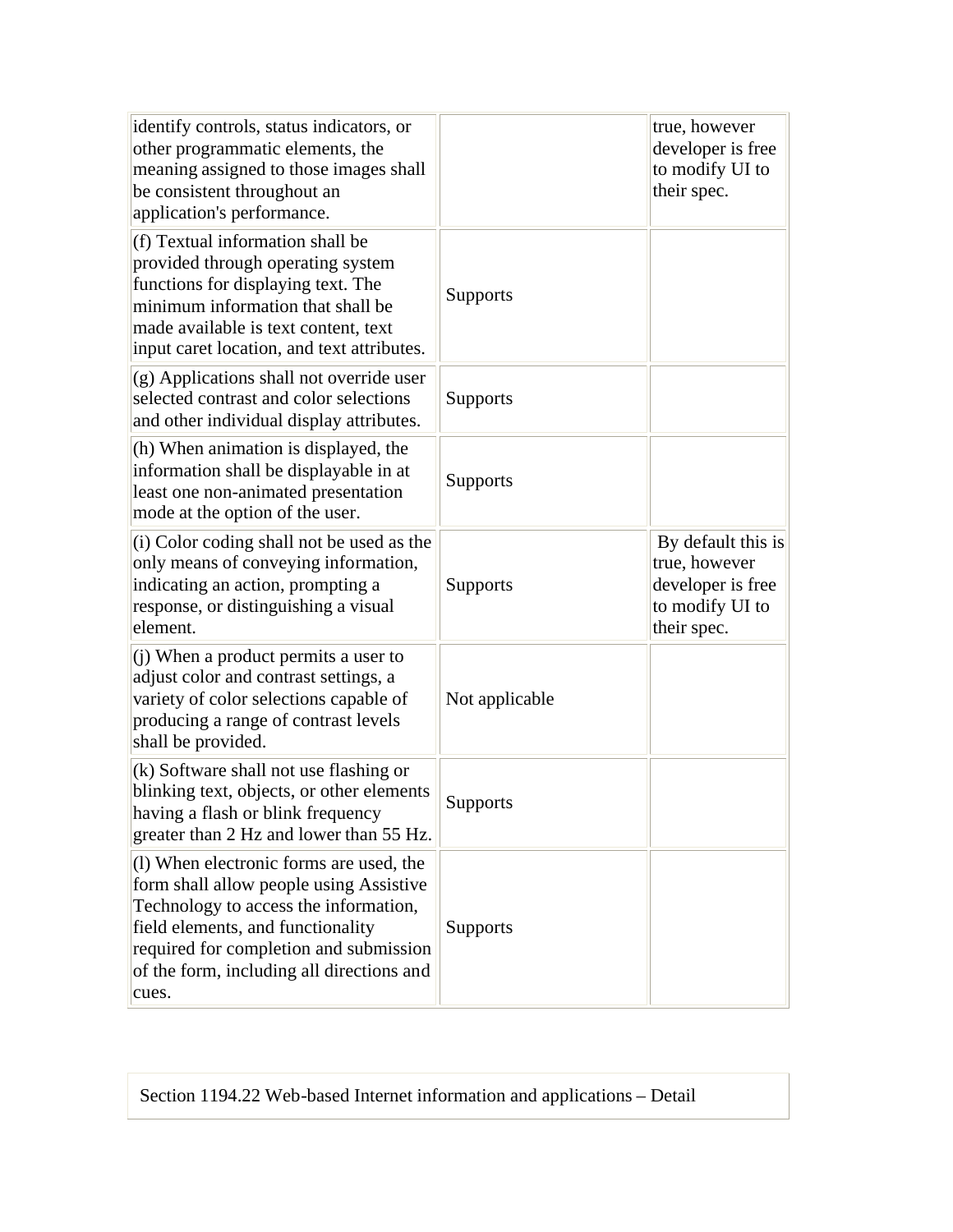| | | |
|---|---|---|
| identify controls, status indicators, or other programmatic elements, the meaning assigned to those images shall be consistent throughout an application's performance. | | true, however developer is free to modify UI to their spec. |
| (f) Textual information shall be provided through operating system functions for displaying text. The minimum information that shall be made available is text content, text input caret location, and text attributes. | Supports | |
| (g) Applications shall not override user selected contrast and color selections and other individual display attributes. | Supports | |
| (h) When animation is displayed, the information shall be displayable in at least one non-animated presentation mode at the option of the user. | Supports | |
| (i) Color coding shall not be used as the only means of conveying information, indicating an action, prompting a response, or distinguishing a visual element. | Supports | By default this is true, however developer is free to modify UI to their spec. |
| (j) When a product permits a user to adjust color and contrast settings, a variety of color selections capable of producing a range of contrast levels shall be provided. | Not applicable | |
| (k) Software shall not use flashing or blinking text, objects, or other elements having a flash or blink frequency greater than 2 Hz and lower than 55 Hz. | Supports | |
| (l) When electronic forms are used, the form shall allow people using Assistive Technology to access the information, field elements, and functionality required for completion and submission of the form, including all directions and cues. | Supports | |

Section 1194.22 Web-based Internet information and applications – Detail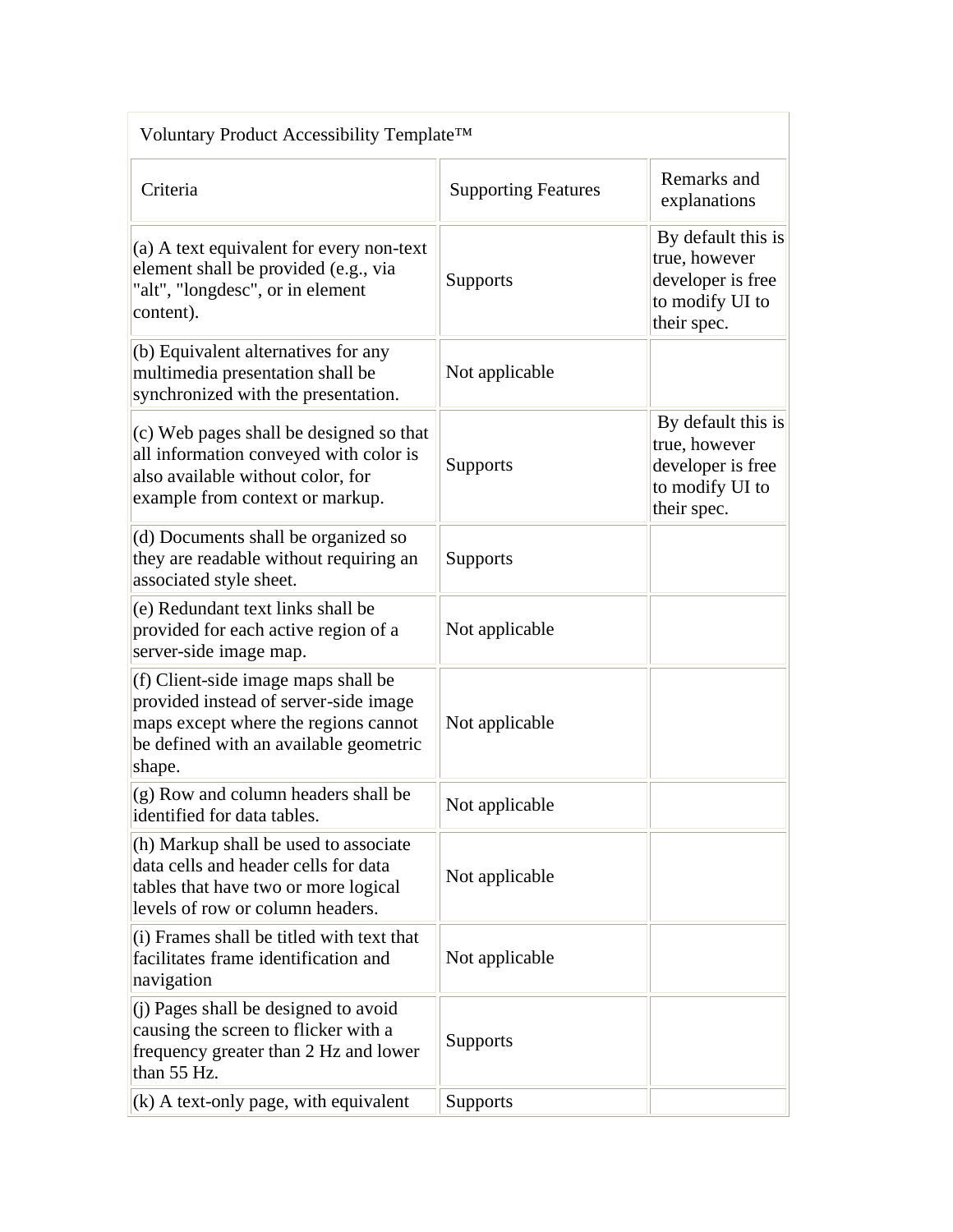| Voluntary Product Accessibility Template™ | | |
|---|---|---|
| Criteria | Supporting Features | Remarks and explanations |
| (a) A text equivalent for every non-text element shall be provided (e.g., via "alt", "longdesc", or in element content). | Supports | By default this is true, however developer is free to modify UI to their spec. |
| (b) Equivalent alternatives for any multimedia presentation shall be synchronized with the presentation. | Not applicable | |
| (c) Web pages shall be designed so that all information conveyed with color is also available without color, for example from context or markup. | Supports | By default this is true, however developer is free to modify UI to their spec. |
| (d) Documents shall be organized so they are readable without requiring an associated style sheet. | Supports | |
| (e) Redundant text links shall be provided for each active region of a server-side image map. | Not applicable | |
| (f) Client-side image maps shall be provided instead of server-side image maps except where the regions cannot be defined with an available geometric shape. | Not applicable | |
| (g) Row and column headers shall be identified for data tables. | Not applicable | |
| (h) Markup shall be used to associate data cells and header cells for data tables that have two or more logical levels of row or column headers. | Not applicable | |
| (i) Frames shall be titled with text that facilitates frame identification and navigation | Not applicable | |
| (j) Pages shall be designed to avoid causing the screen to flicker with a frequency greater than 2 Hz and lower than 55 Hz. | Supports | |
| (k) A text-only page, with equivalent | Supports | |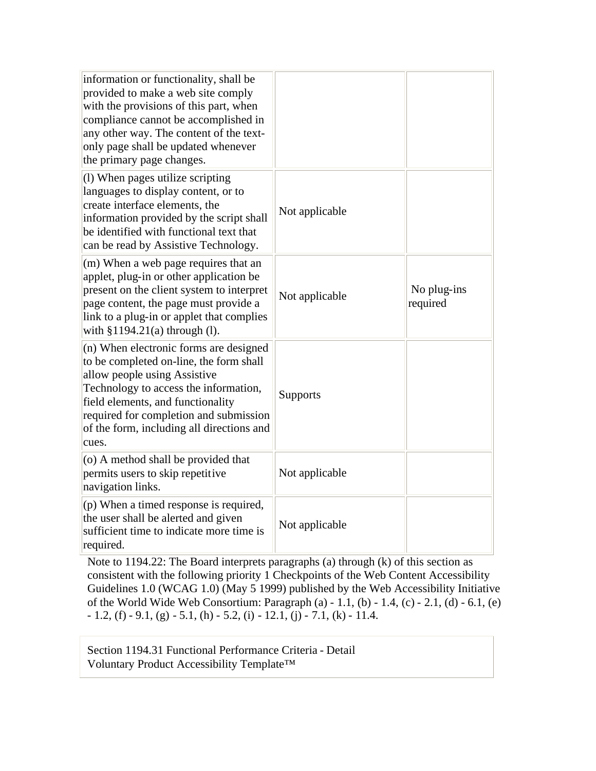| | | |
|---|---|---|
| information or functionality, shall be provided to make a web site comply with the provisions of this part, when compliance cannot be accomplished in any other way. The content of the text-only page shall be updated whenever the primary page changes. | | |
| (l) When pages utilize scripting languages to display content, or to create interface elements, the information provided by the script shall be identified with functional text that can be read by Assistive Technology. | Not applicable | |
| (m) When a web page requires that an applet, plug-in or other application be present on the client system to interpret page content, the page must provide a link to a plug-in or applet that complies with §1194.21(a) through (l). | Not applicable | No plug-ins required |
| (n) When electronic forms are designed to be completed on-line, the form shall allow people using Assistive Technology to access the information, field elements, and functionality required for completion and submission of the form, including all directions and cues. | Supports | |
| (o) A method shall be provided that permits users to skip repetitive navigation links. | Not applicable | |
| (p) When a timed response is required, the user shall be alerted and given sufficient time to indicate more time is required. | Not applicable | |

Note to 1194.22: The Board interprets paragraphs (a) through (k) of this section as consistent with the following priority 1 Checkpoints of the Web Content Accessibility Guidelines 1.0 (WCAG 1.0) (May 5 1999) published by the Web Accessibility Initiative of the World Wide Web Consortium: Paragraph (a) - 1.1, (b) - 1.4, (c) - 2.1, (d) - 6.1, (e) - 1.2, (f) - 9.1, (g) - 5.1, (h) - 5.2, (i) - 12.1, (j) - 7.1, (k) - 11.4.

Section 1194.31 Functional Performance Criteria - Detail
Voluntary Product Accessibility Template™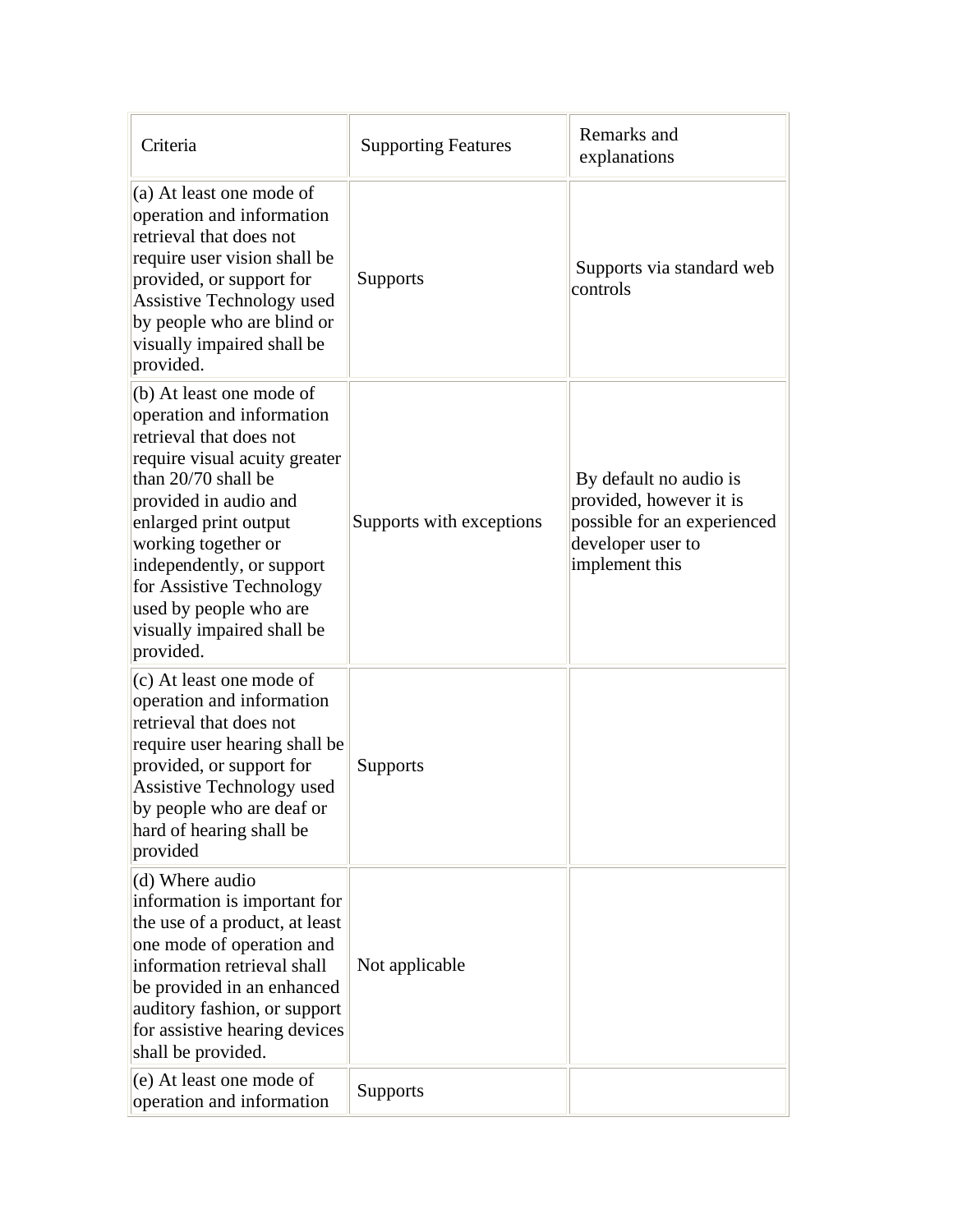| Criteria | Supporting Features | Remarks and explanations |
| --- | --- | --- |
| (a) At least one mode of operation and information retrieval that does not require user vision shall be provided, or support for Assistive Technology used by people who are blind or visually impaired shall be provided. | Supports | Supports via standard web controls |
| (b) At least one mode of operation and information retrieval that does not require visual acuity greater than 20/70 shall be provided in audio and enlarged print output working together or independently, or support for Assistive Technology used by people who are visually impaired shall be provided. | Supports with exceptions | By default no audio is provided, however it is possible for an experienced developer user to implement this |
| (c) At least one mode of operation and information retrieval that does not require user hearing shall be provided, or support for Assistive Technology used by people who are deaf or hard of hearing shall be provided | Supports | |
| (d) Where audio information is important for the use of a product, at least one mode of operation and information retrieval shall be provided in an enhanced auditory fashion, or support for assistive hearing devices shall be provided. | Not applicable | |
| (e) At least one mode of operation and information | Supports | |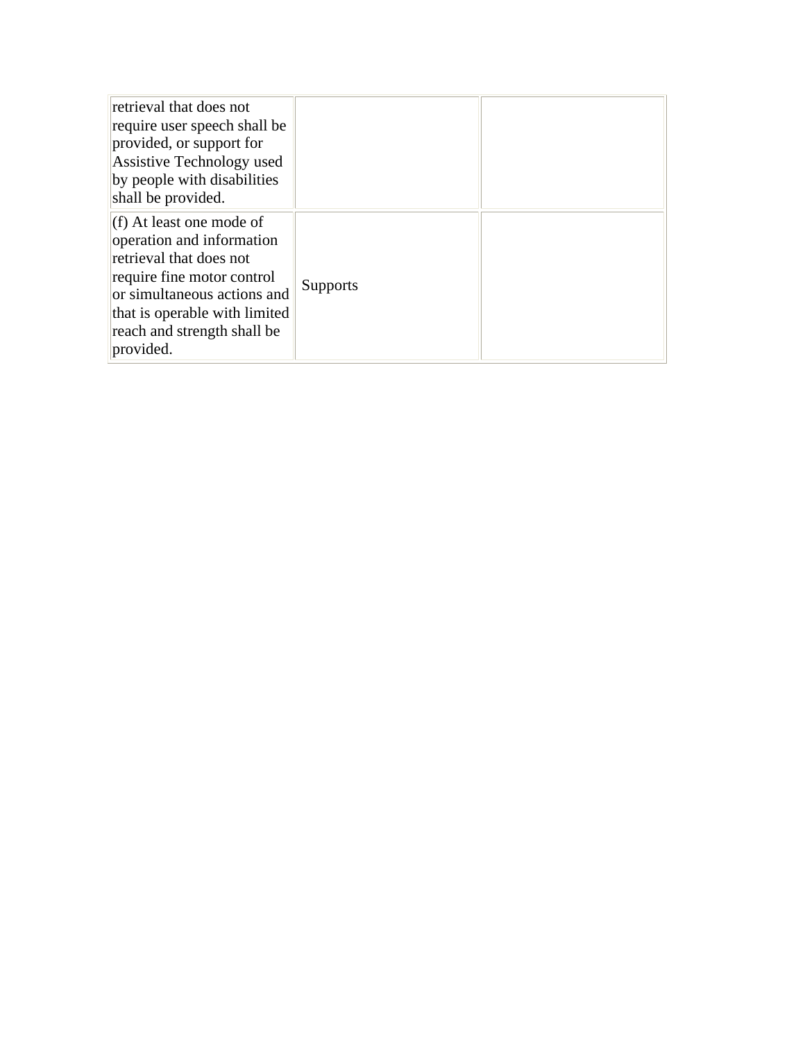| | | |
|---|---|---|
| retrieval that does not require user speech shall be provided, or support for Assistive Technology used by people with disabilities shall be provided. | | |
| (f) At least one mode of operation and information retrieval that does not require fine motor control or simultaneous actions and that is operable with limited reach and strength shall be provided. | Supports | |